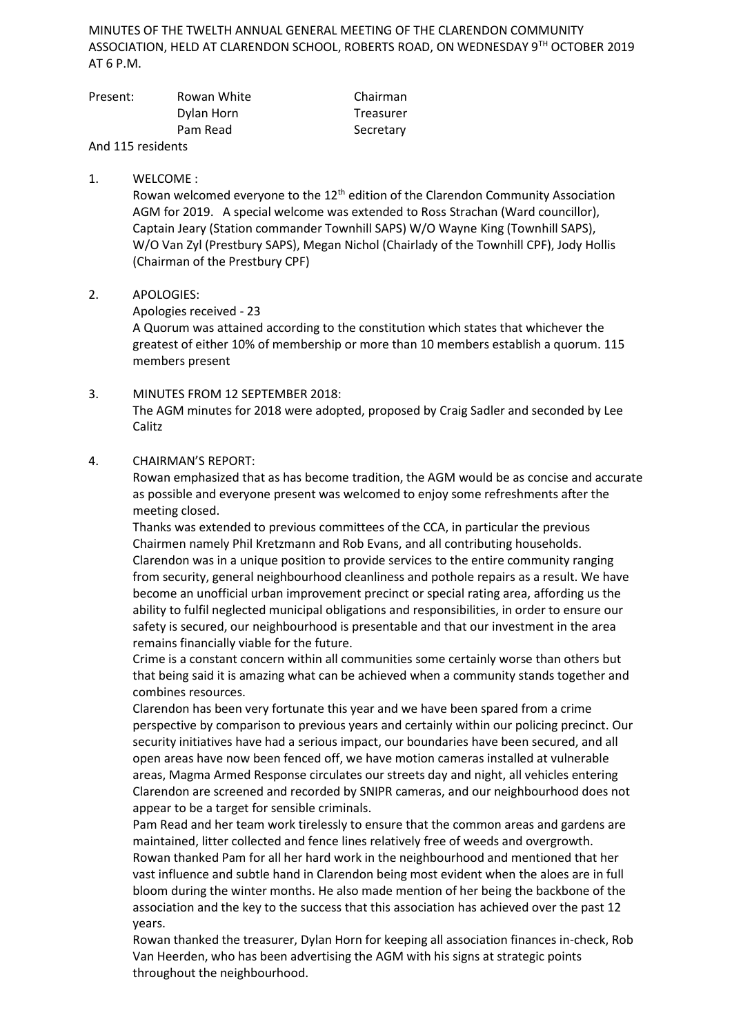MINUTES OF THE TWELTH ANNUAL GENERAL MEETING OF THE CLARENDON COMMUNITY ASSOCIATION, HELD AT CLARENDON SCHOOL, ROBERTS ROAD, ON WEDNESDAY 9TH OCTOBER 2019 AT 6 P.M.

| Present: | Rowan White | Chairman |
| --- | --- | --- |
| | Dylan Horn | Treasurer |
| | Pam Read | Secretary |

And 115 residents

1. WELCOME :

   Rowan welcomed everyone to the 12th edition of the Clarendon Community Association AGM for 2019. A special welcome was extended to Ross Strachan (Ward councillor), Captain Jeary (Station commander Townhill SAPS) W/O Wayne King (Townhill SAPS), W/O Van Zyl (Prestbury SAPS), Megan Nichol (Chairlady of the Townhill CPF), Jody Hollis (Chairman of the Prestbury CPF)

2. APOLOGIES:

   Apologies received - 23

   A Quorum was attained according to the constitution which states that whichever the greatest of either 10% of membership or more than 10 members establish a quorum. 115 members present

3. MINUTES FROM 12 SEPTEMBER 2018:

   The AGM minutes for 2018 were adopted, proposed by Craig Sadler and seconded by Lee Calitz

4. CHAIRMAN'S REPORT:

   Rowan emphasized that as has become tradition, the AGM would be as concise and accurate as possible and everyone present was welcomed to enjoy some refreshments after the meeting closed.

   Thanks was extended to previous committees of the CCA, in particular the previous Chairmen namely Phil Kretzmann and Rob Evans, and all contributing households.

   Clarendon was in a unique position to provide services to the entire community ranging from security, general neighbourhood cleanliness and pothole repairs as a result. We have become an unofficial urban improvement precinct or special rating area, affording us the ability to fulfil neglected municipal obligations and responsibilities, in order to ensure our safety is secured, our neighbourhood is presentable and that our investment in the area remains financially viable for the future.

   Crime is a constant concern within all communities some certainly worse than others but that being said it is amazing what can be achieved when a community stands together and combines resources.

   Clarendon has been very fortunate this year and we have been spared from a crime perspective by comparison to previous years and certainly within our policing precinct. Our security initiatives have had a serious impact, our boundaries have been secured, and all open areas have now been fenced off, we have motion cameras installed at vulnerable areas, Magma Armed Response circulates our streets day and night, all vehicles entering Clarendon are screened and recorded by SNIPR cameras, and our neighbourhood does not appear to be a target for sensible criminals.

   Pam Read and her team work tirelessly to ensure that the common areas and gardens are maintained, litter collected and fence lines relatively free of weeds and overgrowth.

   Rowan thanked Pam for all her hard work in the neighbourhood and mentioned that her vast influence and subtle hand in Clarendon being most evident when the aloes are in full bloom during the winter months. He also made mention of her being the backbone of the association and the key to the success that this association has achieved over the past 12 years.

   Rowan thanked the treasurer, Dylan Horn for keeping all association finances in-check, Rob Van Heerden, who has been advertising the AGM with his signs at strategic points throughout the neighbourhood.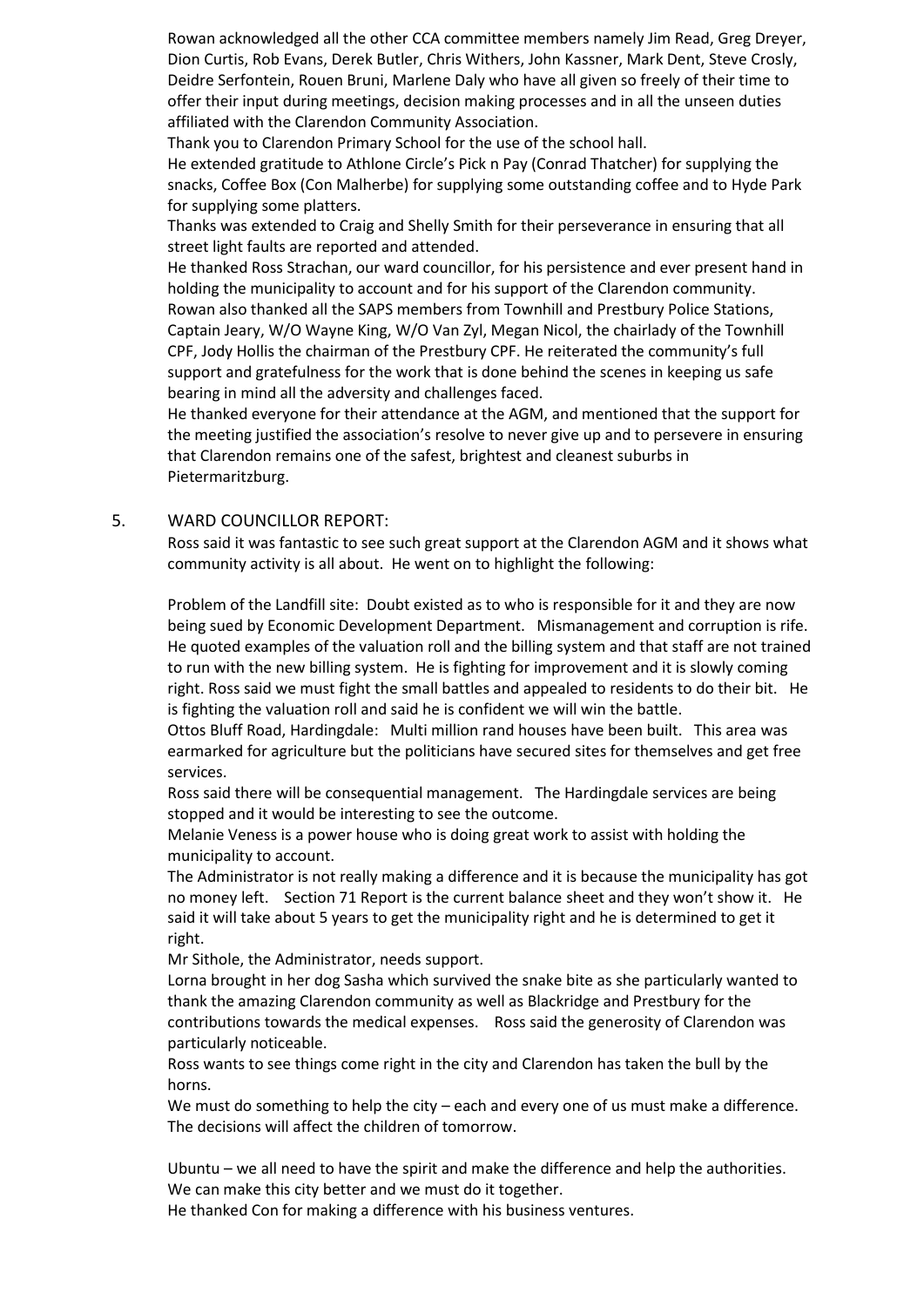Rowan acknowledged all the other CCA committee members namely Jim Read, Greg Dreyer, Dion Curtis, Rob Evans, Derek Butler, Chris Withers, John Kassner, Mark Dent, Steve Crosly, Deidre Serfontein, Rouen Bruni, Marlene Daly who have all given so freely of their time to offer their input during meetings, decision making processes and in all the unseen duties affiliated with the Clarendon Community Association.

Thank you to Clarendon Primary School for the use of the school hall.

He extended gratitude to Athlone Circle's Pick n Pay (Conrad Thatcher) for supplying the snacks, Coffee Box (Con Malherbe) for supplying some outstanding coffee and to Hyde Park for supplying some platters.

Thanks was extended to Craig and Shelly Smith for their perseverance in ensuring that all street light faults are reported and attended.

He thanked Ross Strachan, our ward councillor, for his persistence and ever present hand in holding the municipality to account and for his support of the Clarendon community.

Rowan also thanked all the SAPS members from Townhill and Prestbury Police Stations, Captain Jeary, W/O Wayne King, W/O Van Zyl, Megan Nicol, the chairlady of the Townhill CPF, Jody Hollis the chairman of the Prestbury CPF. He reiterated the community's full support and gratefulness for the work that is done behind the scenes in keeping us safe bearing in mind all the adversity and challenges faced.

He thanked everyone for their attendance at the AGM, and mentioned that the support for the meeting justified the association's resolve to never give up and to persevere in ensuring that Clarendon remains one of the safest, brightest and cleanest suburbs in Pietermaritzburg.

5. WARD COUNCILLOR REPORT:

Ross said it was fantastic to see such great support at the Clarendon AGM and it shows what community activity is all about. He went on to highlight the following:

Problem of the Landfill site: Doubt existed as to who is responsible for it and they are now being sued by Economic Development Department. Mismanagement and corruption is rife. He quoted examples of the valuation roll and the billing system and that staff are not trained to run with the new billing system. He is fighting for improvement and it is slowly coming right. Ross said we must fight the small battles and appealed to residents to do their bit. He is fighting the valuation roll and said he is confident we will win the battle.

Ottos Bluff Road, Hardingdale: Multi million rand houses have been built. This area was earmarked for agriculture but the politicians have secured sites for themselves and get free services.

Ross said there will be consequential management. The Hardingdale services are being stopped and it would be interesting to see the outcome.

Melanie Veness is a power house who is doing great work to assist with holding the municipality to account.

The Administrator is not really making a difference and it is because the municipality has got no money left. Section 71 Report is the current balance sheet and they won't show it. He said it will take about 5 years to get the municipality right and he is determined to get it right.

Mr Sithole, the Administrator, needs support.

Lorna brought in her dog Sasha which survived the snake bite as she particularly wanted to thank the amazing Clarendon community as well as Blackridge and Prestbury for the contributions towards the medical expenses. Ross said the generosity of Clarendon was particularly noticeable.

Ross wants to see things come right in the city and Clarendon has taken the bull by the horns.

We must do something to help the city – each and every one of us must make a difference. The decisions will affect the children of tomorrow.

Ubuntu – we all need to have the spirit and make the difference and help the authorities. We can make this city better and we must do it together.

He thanked Con for making a difference with his business ventures.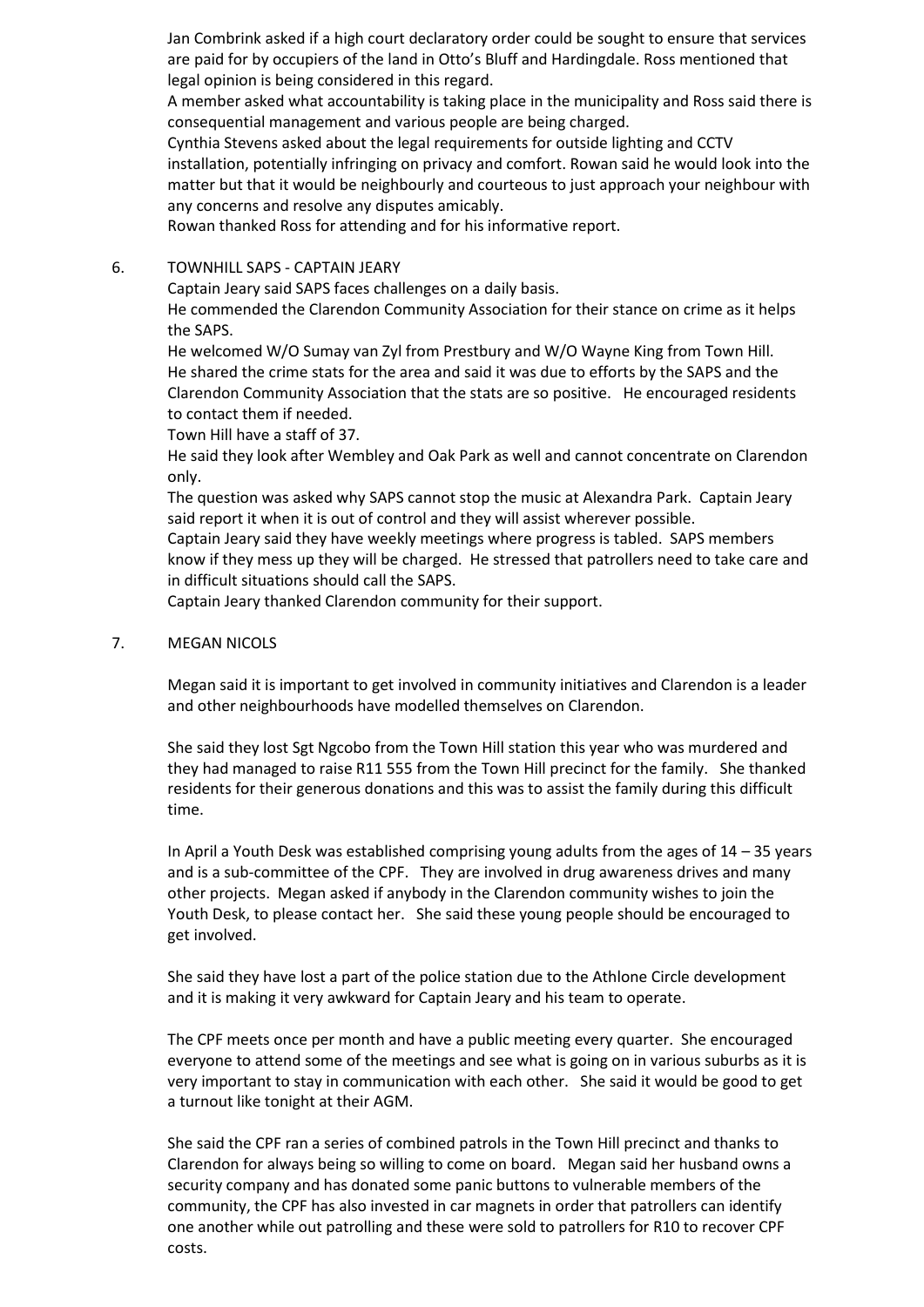Jan Combrink asked if a high court declaratory order could be sought to ensure that services are paid for by occupiers of the land in Otto's Bluff and Hardingdale. Ross mentioned that legal opinion is being considered in this regard.

A member asked what accountability is taking place in the municipality and Ross said there is consequential management and various people are being charged.

Cynthia Stevens asked about the legal requirements for outside lighting and CCTV installation, potentially infringing on privacy and comfort. Rowan said he would look into the matter but that it would be neighbourly and courteous to just approach your neighbour with any concerns and resolve any disputes amicably.

Rowan thanked Ross for attending and for his informative report.

6. TOWNHILL SAPS - CAPTAIN JEARY

Captain Jeary said SAPS faces challenges on a daily basis.

He commended the Clarendon Community Association for their stance on crime as it helps the SAPS.

He welcomed W/O Sumay van Zyl from Prestbury and W/O Wayne King from Town Hill.

He shared the crime stats for the area and said it was due to efforts by the SAPS and the Clarendon Community Association that the stats are so positive. He encouraged residents to contact them if needed.

Town Hill have a staff of 37.

He said they look after Wembley and Oak Park as well and cannot concentrate on Clarendon only.

The question was asked why SAPS cannot stop the music at Alexandra Park. Captain Jeary said report it when it is out of control and they will assist wherever possible.

Captain Jeary said they have weekly meetings where progress is tabled. SAPS members know if they mess up they will be charged. He stressed that patrollers need to take care and in difficult situations should call the SAPS.

Captain Jeary thanked Clarendon community for their support.

7. MEGAN NICOLS

Megan said it is important to get involved in community initiatives and Clarendon is a leader and other neighbourhoods have modelled themselves on Clarendon.

She said they lost Sgt Ngcobo from the Town Hill station this year who was murdered and they had managed to raise R11 555 from the Town Hill precinct for the family. She thanked residents for their generous donations and this was to assist the family during this difficult time.

In April a Youth Desk was established comprising young adults from the ages of 14 – 35 years and is a sub-committee of the CPF. They are involved in drug awareness drives and many other projects. Megan asked if anybody in the Clarendon community wishes to join the Youth Desk, to please contact her. She said these young people should be encouraged to get involved.

She said they have lost a part of the police station due to the Athlone Circle development and it is making it very awkward for Captain Jeary and his team to operate.

The CPF meets once per month and have a public meeting every quarter. She encouraged everyone to attend some of the meetings and see what is going on in various suburbs as it is very important to stay in communication with each other. She said it would be good to get a turnout like tonight at their AGM.

She said the CPF ran a series of combined patrols in the Town Hill precinct and thanks to Clarendon for always being so willing to come on board. Megan said her husband owns a security company and has donated some panic buttons to vulnerable members of the community, the CPF has also invested in car magnets in order that patrollers can identify one another while out patrolling and these were sold to patrollers for R10 to recover CPF costs.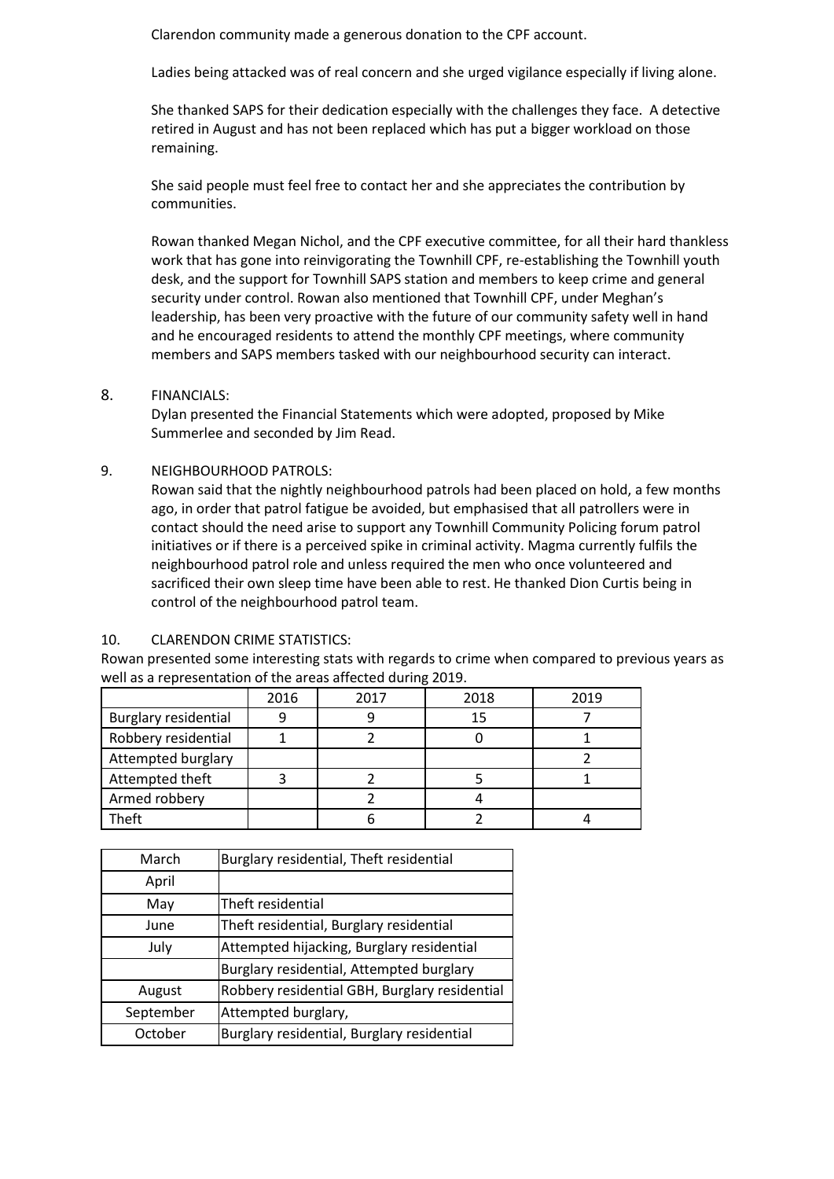Clarendon community made a generous donation to the CPF account.

Ladies being attacked was of real concern and she urged vigilance especially if living alone.

She thanked SAPS for their dedication especially with the challenges they face. A detective retired in August and has not been replaced which has put a bigger workload on those remaining.

She said people must feel free to contact her and she appreciates the contribution by communities.

Rowan thanked Megan Nichol, and the CPF executive committee, for all their hard thankless work that has gone into reinvigorating the Townhill CPF, re-establishing the Townhill youth desk, and the support for Townhill SAPS station and members to keep crime and general security under control. Rowan also mentioned that Townhill CPF, under Meghan's leadership, has been very proactive with the future of our community safety well in hand and he encouraged residents to attend the monthly CPF meetings, where community members and SAPS members tasked with our neighbourhood security can interact.

8. FINANCIALS:
   Dylan presented the Financial Statements which were adopted, proposed by Mike Summerlee and seconded by Jim Read.

9. NEIGHBOURHOOD PATROLS:
   Rowan said that the nightly neighbourhood patrols had been placed on hold, a few months ago, in order that patrol fatigue be avoided, but emphasised that all patrollers were in contact should the need arise to support any Townhill Community Policing forum patrol initiatives or if there is a perceived spike in criminal activity. Magma currently fulfils the neighbourhood patrol role and unless required the men who once volunteered and sacrificed their own sleep time have been able to rest. He thanked Dion Curtis being in control of the neighbourhood patrol team.

10. CLARENDON CRIME STATISTICS:

Rowan presented some interesting stats with regards to crime when compared to previous years as well as a representation of the areas affected during 2019.

| | 2016 | 2017 | 2018 | 2019 |
|---|---|---|---|---|
| Burglary residential | 9 | 9 | 15 | 7 |
| Robbery residential | 1 | 2 | 0 | 1 |
| Attempted burglary | | | | 2 |
| Attempted theft | 3 | 2 | 5 | 1 |
| Armed robbery | | 2 | 4 | |
| Theft | | 6 | 2 | 4 |

| | |
|---|---|
| March | Burglary residential, Theft residential |
| April | |
| May | Theft residential |
| June | Theft residential, Burglary residential |
| July | Attempted hijacking, Burglary residential |
| | Burglary residential, Attempted burglary |
| August | Robbery residential GBH, Burglary residential |
| September | Attempted burglary, |
| October | Burglary residential, Burglary residential |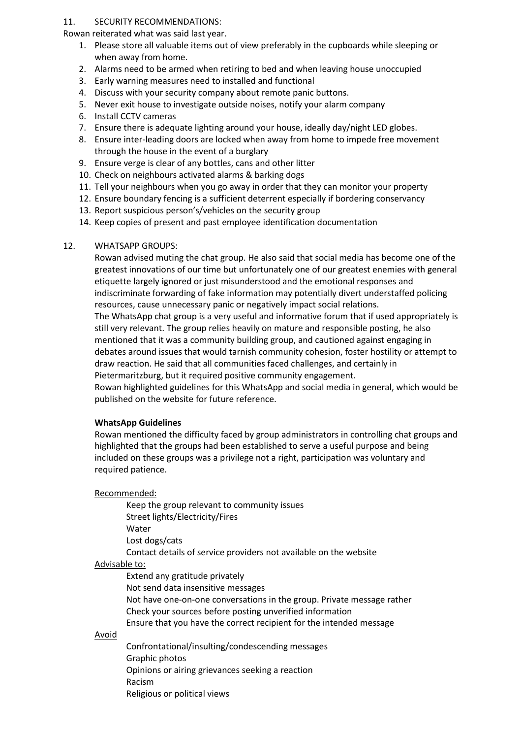11. SECURITY RECOMMENDATIONS:

Rowan reiterated what was said last year.

1. Please store all valuable items out of view preferably in the cupboards while sleeping or when away from home.
2. Alarms need to be armed when retiring to bed and when leaving house unoccupied
3. Early warning measures need to installed and functional
4. Discuss with your security company about remote panic buttons.
5. Never exit house to investigate outside noises, notify your alarm company
6. Install CCTV cameras
7. Ensure there is adequate lighting around your house, ideally day/night LED globes.
8. Ensure inter-leading doors are locked when away from home to impede free movement through the house in the event of a burglary
9. Ensure verge is clear of any bottles, cans and other litter
10. Check on neighbours activated alarms & barking dogs
11. Tell your neighbours when you go away in order that they can monitor your property
12. Ensure boundary fencing is a sufficient deterrent especially if bordering conservancy
13. Report suspicious person's/vehicles on the security group
14. Keep copies of present and past employee identification documentation

12. WHATSAPP GROUPS:

Rowan advised muting the chat group. He also said that social media has become one of the greatest innovations of our time but unfortunately one of our greatest enemies with general etiquette largely ignored or just misunderstood and the emotional responses and indiscriminate forwarding of fake information may potentially divert understaffed policing resources, cause unnecessary panic or negatively impact social relations.

The WhatsApp chat group is a very useful and informative forum that if used appropriately is still very relevant. The group relies heavily on mature and responsible posting, he also mentioned that it was a community building group, and cautioned against engaging in debates around issues that would tarnish community cohesion, foster hostility or attempt to draw reaction. He said that all communities faced challenges, and certainly in Pietermaritzburg, but it required positive community engagement.

Rowan highlighted guidelines for this WhatsApp and social media in general, which would be published on the website for future reference.

**WhatsApp Guidelines**

Rowan mentioned the difficulty faced by group administrators in controlling chat groups and highlighted that the groups had been established to serve a useful purpose and being included on these groups was a privilege not a right, participation was voluntary and required patience.

<u>Recommended:</u>

Keep the group relevant to community issues
Street lights/Electricity/Fires
Water
Lost dogs/cats
Contact details of service providers not available on the website

<u>Advisable to:</u>

Extend any gratitude privately
Not send data insensitive messages
Not have one-on-one conversations in the group. Private message rather
Check your sources before posting unverified information
Ensure that you have the correct recipient for the intended message

<u>Avoid</u>

Confrontational/insulting/condescending messages
Graphic photos
Opinions or airing grievances seeking a reaction
Racism
Religious or political views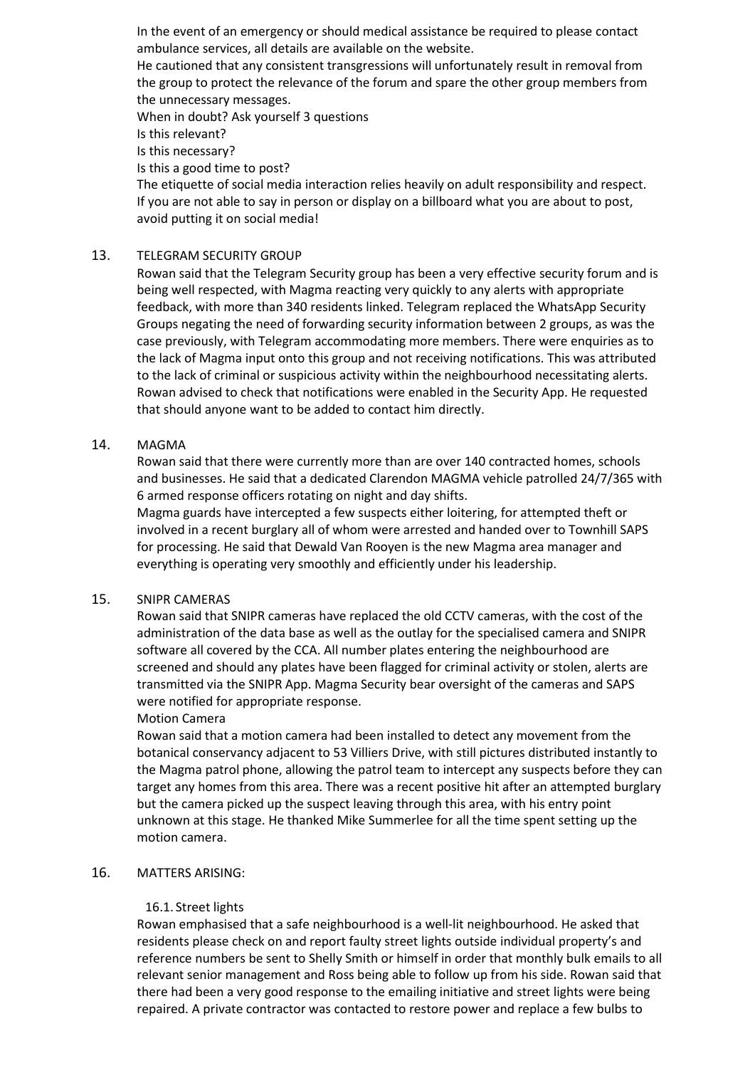In the event of an emergency or should medical assistance be required to please contact ambulance services, all details are available on the website.
He cautioned that any consistent transgressions will unfortunately result in removal from the group to protect the relevance of the forum and spare the other group members from the unnecessary messages.
When in doubt? Ask yourself 3 questions
Is this relevant?
Is this necessary?
Is this a good time to post?
The etiquette of social media interaction relies heavily on adult responsibility and respect. If you are not able to say in person or display on a billboard what you are about to post, avoid putting it on social media!

13. TELEGRAM SECURITY GROUP

Rowan said that the Telegram Security group has been a very effective security forum and is being well respected, with Magma reacting very quickly to any alerts with appropriate feedback, with more than 340 residents linked. Telegram replaced the WhatsApp Security Groups negating the need of forwarding security information between 2 groups, as was the case previously, with Telegram accommodating more members. There were enquiries as to the lack of Magma input onto this group and not receiving notifications. This was attributed to the lack of criminal or suspicious activity within the neighbourhood necessitating alerts. Rowan advised to check that notifications were enabled in the Security App. He requested that should anyone want to be added to contact him directly.

14. MAGMA

Rowan said that there were currently more than are over 140 contracted homes, schools and businesses. He said that a dedicated Clarendon MAGMA vehicle patrolled 24/7/365 with 6 armed response officers rotating on night and day shifts.
Magma guards have intercepted a few suspects either loitering, for attempted theft or involved in a recent burglary all of whom were arrested and handed over to Townhill SAPS for processing. He said that Dewald Van Rooyen is the new Magma area manager and everything is operating very smoothly and efficiently under his leadership.

15. SNIPR CAMERAS

Rowan said that SNIPR cameras have replaced the old CCTV cameras, with the cost of the administration of the data base as well as the outlay for the specialised camera and SNIPR software all covered by the CCA. All number plates entering the neighbourhood are screened and should any plates have been flagged for criminal activity or stolen, alerts are transmitted via the SNIPR App. Magma Security bear oversight of the cameras and SAPS were notified for appropriate response.
Motion Camera
Rowan said that a motion camera had been installed to detect any movement from the botanical conservancy adjacent to 53 Villiers Drive, with still pictures distributed instantly to the Magma patrol phone, allowing the patrol team to intercept any suspects before they can target any homes from this area. There was a recent positive hit after an attempted burglary but the camera picked up the suspect leaving through this area, with his entry point unknown at this stage. He thanked Mike Summerlee for all the time spent setting up the motion camera.

16. MATTERS ARISING:

16.1. Street lights

Rowan emphasised that a safe neighbourhood is a well-lit neighbourhood. He asked that residents please check on and report faulty street lights outside individual property's and reference numbers be sent to Shelly Smith or himself in order that monthly bulk emails to all relevant senior management and Ross being able to follow up from his side. Rowan said that there had been a very good response to the emailing initiative and street lights were being repaired. A private contractor was contacted to restore power and replace a few bulbs to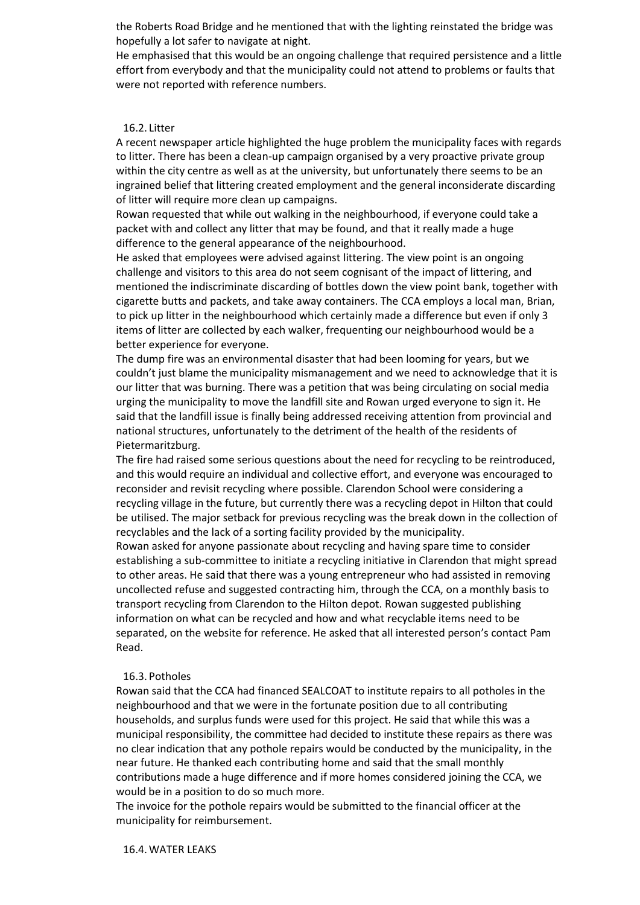the Roberts Road Bridge and he mentioned that with the lighting reinstated the bridge was hopefully a lot safer to navigate at night.

He emphasised that this would be an ongoing challenge that required persistence and a little effort from everybody and that the municipality could not attend to problems or faults that were not reported with reference numbers.

### 16.2. Litter

A recent newspaper article highlighted the huge problem the municipality faces with regards to litter. There has been a clean-up campaign organised by a very proactive private group within the city centre as well as at the university, but unfortunately there seems to be an ingrained belief that littering created employment and the general inconsiderate discarding of litter will require more clean up campaigns.

Rowan requested that while out walking in the neighbourhood, if everyone could take a packet with and collect any litter that may be found, and that it really made a huge difference to the general appearance of the neighbourhood.

He asked that employees were advised against littering. The view point is an ongoing challenge and visitors to this area do not seem cognisant of the impact of littering, and mentioned the indiscriminate discarding of bottles down the view point bank, together with cigarette butts and packets, and take away containers. The CCA employs a local man, Brian, to pick up litter in the neighbourhood which certainly made a difference but even if only 3 items of litter are collected by each walker, frequenting our neighbourhood would be a better experience for everyone.

The dump fire was an environmental disaster that had been looming for years, but we couldn't just blame the municipality mismanagement and we need to acknowledge that it is our litter that was burning. There was a petition that was being circulating on social media urging the municipality to move the landfill site and Rowan urged everyone to sign it. He said that the landfill issue is finally being addressed receiving attention from provincial and national structures, unfortunately to the detriment of the health of the residents of Pietermaritzburg.

The fire had raised some serious questions about the need for recycling to be reintroduced, and this would require an individual and collective effort, and everyone was encouraged to reconsider and revisit recycling where possible. Clarendon School were considering a recycling village in the future, but currently there was a recycling depot in Hilton that could be utilised. The major setback for previous recycling was the break down in the collection of recyclables and the lack of a sorting facility provided by the municipality.

Rowan asked for anyone passionate about recycling and having spare time to consider establishing a sub-committee to initiate a recycling initiative in Clarendon that might spread to other areas. He said that there was a young entrepreneur who had assisted in removing uncollected refuse and suggested contracting him, through the CCA, on a monthly basis to transport recycling from Clarendon to the Hilton depot. Rowan suggested publishing information on what can be recycled and how and what recyclable items need to be separated, on the website for reference. He asked that all interested person's contact Pam Read.

### 16.3. Potholes

Rowan said that the CCA had financed SEALCOAT to institute repairs to all potholes in the neighbourhood and that we were in the fortunate position due to all contributing households, and surplus funds were used for this project. He said that while this was a municipal responsibility, the committee had decided to institute these repairs as there was no clear indication that any pothole repairs would be conducted by the municipality, in the near future. He thanked each contributing home and said that the small monthly contributions made a huge difference and if more homes considered joining the CCA, we would be in a position to do so much more.

The invoice for the pothole repairs would be submitted to the financial officer at the municipality for reimbursement.

### 16.4. WATER LEAKS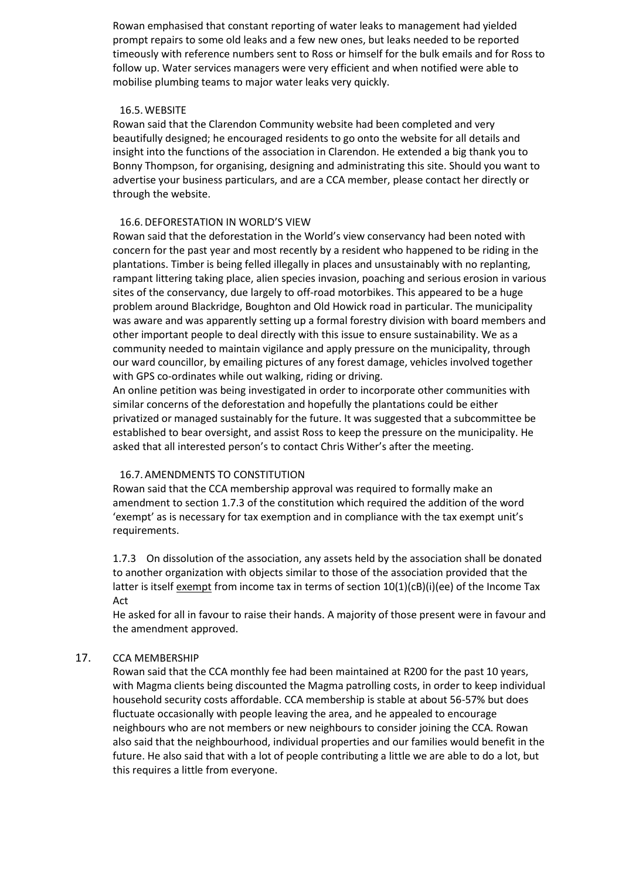Rowan emphasised that constant reporting of water leaks to management had yielded prompt repairs to some old leaks and a few new ones, but leaks needed to be reported timeously with reference numbers sent to Ross or himself for the bulk emails and for Ross to follow up. Water services managers were very efficient and when notified were able to mobilise plumbing teams to major water leaks very quickly.

### 16.5. WEBSITE

Rowan said that the Clarendon Community website had been completed and very beautifully designed; he encouraged residents to go onto the website for all details and insight into the functions of the association in Clarendon. He extended a big thank you to Bonny Thompson, for organising, designing and administrating this site. Should you want to advertise your business particulars, and are a CCA member, please contact her directly or through the website.

### 16.6. DEFORESTATION IN WORLD'S VIEW

Rowan said that the deforestation in the World's view conservancy had been noted with concern for the past year and most recently by a resident who happened to be riding in the plantations. Timber is being felled illegally in places and unsustainably with no replanting, rampant littering taking place, alien species invasion, poaching and serious erosion in various sites of the conservancy, due largely to off-road motorbikes. This appeared to be a huge problem around Blackridge, Boughton and Old Howick road in particular. The municipality was aware and was apparently setting up a formal forestry division with board members and other important people to deal directly with this issue to ensure sustainability. We as a community needed to maintain vigilance and apply pressure on the municipality, through our ward councillor, by emailing pictures of any forest damage, vehicles involved together with GPS co-ordinates while out walking, riding or driving.

An online petition was being investigated in order to incorporate other communities with similar concerns of the deforestation and hopefully the plantations could be either privatized or managed sustainably for the future. It was suggested that a subcommittee be established to bear oversight, and assist Ross to keep the pressure on the municipality. He asked that all interested person's to contact Chris Wither's after the meeting.

### 16.7. AMENDMENTS TO CONSTITUTION

Rowan said that the CCA membership approval was required to formally make an amendment to section 1.7.3 of the constitution which required the addition of the word 'exempt' as is necessary for tax exemption and in compliance with the tax exempt unit's requirements.

1.7.3 On dissolution of the association, any assets held by the association shall be donated to another organization with objects similar to those of the association provided that the latter is itself <u>exempt</u> from income tax in terms of section 10(1)(cB)(i)(ee) of the Income Tax Act

He asked for all in favour to raise their hands. A majority of those present were in favour and the amendment approved.

## 17. CCA MEMBERSHIP

Rowan said that the CCA monthly fee had been maintained at R200 for the past 10 years, with Magma clients being discounted the Magma patrolling costs, in order to keep individual household security costs affordable. CCA membership is stable at about 56-57% but does fluctuate occasionally with people leaving the area, and he appealed to encourage neighbours who are not members or new neighbours to consider joining the CCA. Rowan also said that the neighbourhood, individual properties and our families would benefit in the future. He also said that with a lot of people contributing a little we are able to do a lot, but this requires a little from everyone.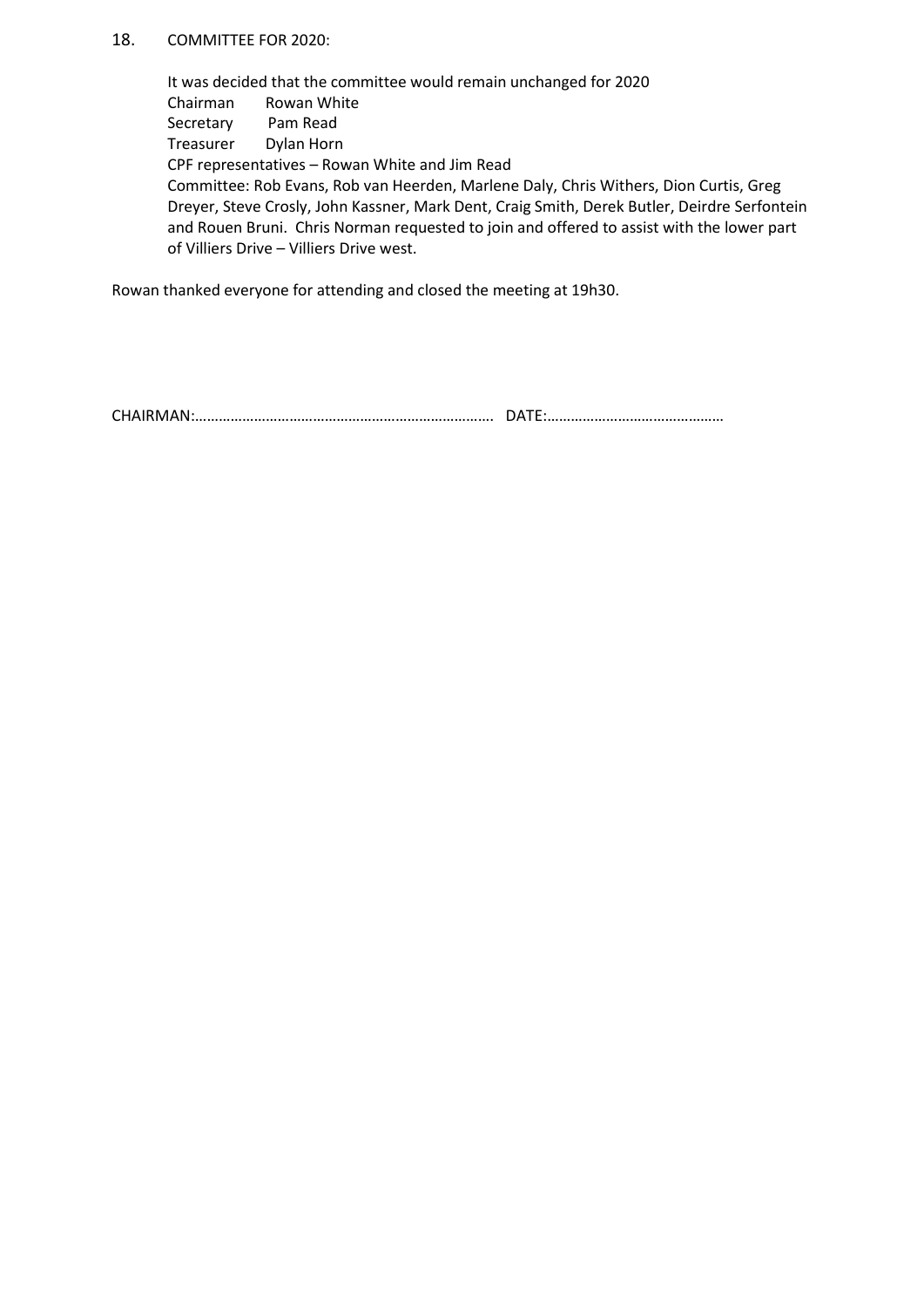18. COMMITTEE FOR 2020:

It was decided that the committee would remain unchanged for 2020

Chairman Rowan White

Secretary Pam Read

Treasurer Dylan Horn

CPF representatives – Rowan White and Jim Read

Committee: Rob Evans, Rob van Heerden, Marlene Daly, Chris Withers, Dion Curtis, Greg Dreyer, Steve Crosly, John Kassner, Mark Dent, Craig Smith, Derek Butler, Deirdre Serfontein and Rouen Bruni. Chris Norman requested to join and offered to assist with the lower part of Villiers Drive – Villiers Drive west.

Rowan thanked everyone for attending and closed the meeting at 19h30.

CHAIRMAN:…………………………………………………………………. DATE:………………………………………